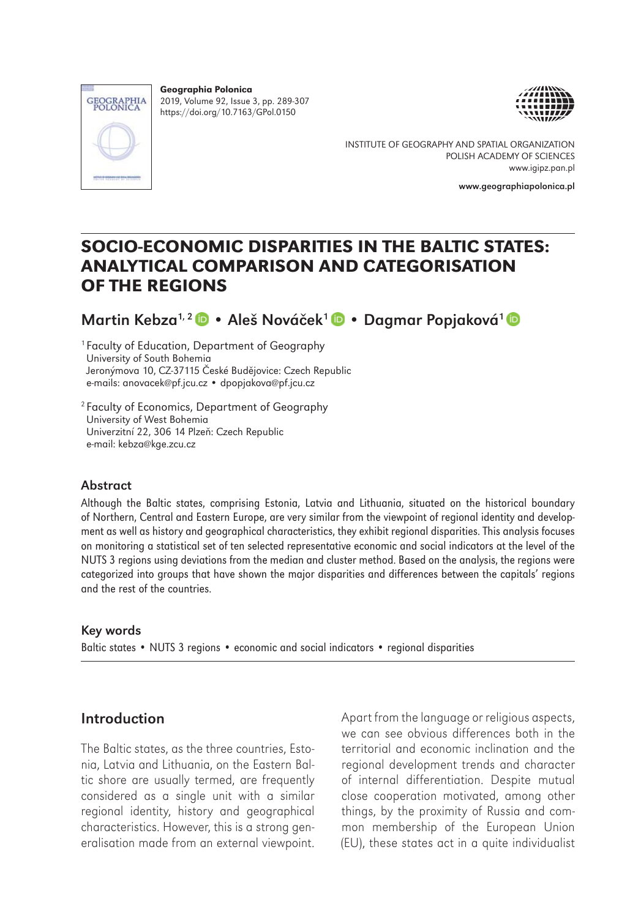Geographia Polonica
2019, Volume 92, Issue 3, pp. 289-307
https://doi.org/10.7163/GPol.0150

INSTITUTE OF GEOGRAPHY AND SPATIAL ORGANIZATION
POLISH ACADEMY OF SCIENCES
www.igipz.pan.pl

www.geographiapolonica.pl

# SOCIO-ECONOMIC DISPARITIES IN THE BALTIC STATES: ANALYTICAL COMPARISON AND CATEGORISATION OF THE REGIONS

**Martin Kebza[1, 2] • Aleš Nováček[1] • Dagmar Popjaková[1]**

[1] Faculty of Education, Department of Geography
University of South Bohemia
Jeronýmova 10, CZ-37115 České Budějovice: Czech Republic
e-mails: anovacek@pf.jcu.cz • dpopjakova@pf.jcu.cz

[2] Faculty of Economics, Department of Geography
University of West Bohemia
Univerzitní 22, 306 14 Plzeň: Czech Republic
e-mail: kebza@kge.zcu.cz

## Abstract

Although the Baltic states, comprising Estonia, Latvia and Lithuania, situated on the historical boundary of Northern, Central and Eastern Europe, are very similar from the viewpoint of regional identity and development as well as history and geographical characteristics, they exhibit regional disparities. This analysis focuses on monitoring a statistical set of ten selected representative economic and social indicators at the level of the NUTS 3 regions using deviations from the median and cluster method. Based on the analysis, the regions were categorized into groups that have shown the major disparities and differences between the capitals' regions and the rest of the countries.

## Key words

Baltic states • NUTS 3 regions • economic and social indicators • regional disparities

## Introduction

The Baltic states, as the three countries, Estonia, Latvia and Lithuania, on the Eastern Baltic shore are usually termed, are frequently considered as a single unit with a similar regional identity, history and geographical characteristics. However, this is a strong generalisation made from an external viewpoint. Apart from the language or religious aspects, we can see obvious differences both in the territorial and economic inclination and the regional development trends and character of internal differentiation. Despite mutual close cooperation motivated, among other things, by the proximity of Russia and common membership of the European Union (EU), these states act in a quite individualist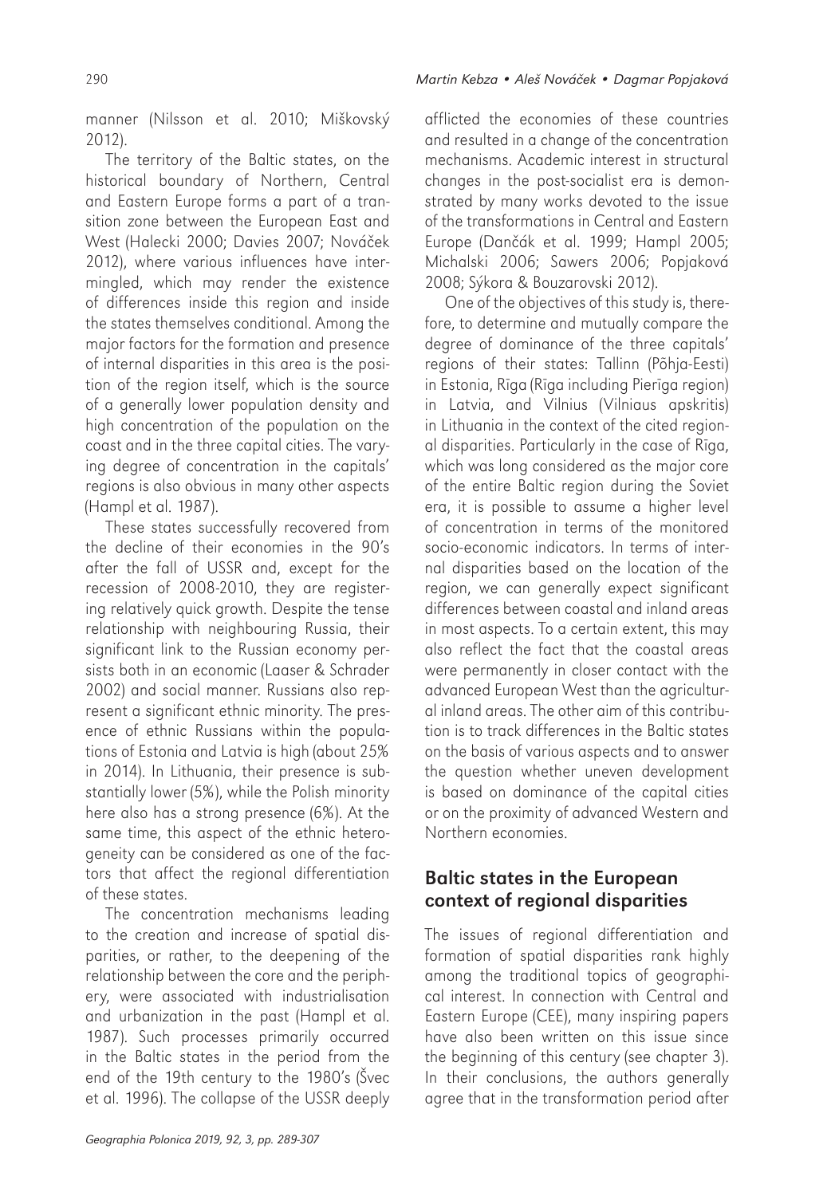manner (Nilsson et al. 2010; Miškovský 2012).

The territory of the Baltic states, on the historical boundary of Northern, Central and Eastern Europe forms a part of a transition zone between the European East and West (Halecki 2000; Davies 2007; Nováček 2012), where various influences have intermingled, which may render the existence of differences inside this region and inside the states themselves conditional. Among the major factors for the formation and presence of internal disparities in this area is the position of the region itself, which is the source of a generally lower population density and high concentration of the population on the coast and in the three capital cities. The varying degree of concentration in the capitals' regions is also obvious in many other aspects (Hampl et al. 1987).

These states successfully recovered from the decline of their economies in the 90's after the fall of USSR and, except for the recession of 2008-2010, they are registering relatively quick growth. Despite the tense relationship with neighbouring Russia, their significant link to the Russian economy persists both in an economic (Laaser & Schrader 2002) and social manner. Russians also represent a significant ethnic minority. The presence of ethnic Russians within the populations of Estonia and Latvia is high (about 25% in 2014). In Lithuania, their presence is substantially lower (5%), while the Polish minority here also has a strong presence (6%). At the same time, this aspect of the ethnic heterogeneity can be considered as one of the factors that affect the regional differentiation of these states.

The concentration mechanisms leading to the creation and increase of spatial disparities, or rather, to the deepening of the relationship between the core and the periphery, were associated with industrialisation and urbanization in the past (Hampl et al. 1987). Such processes primarily occurred in the Baltic states in the period from the end of the 19th century to the 1980's (Švec et al. 1996). The collapse of the USSR deeply afflicted the economies of these countries and resulted in a change of the concentration mechanisms. Academic interest in structural changes in the post-socialist era is demonstrated by many works devoted to the issue of the transformations in Central and Eastern Europe (Dančák et al. 1999; Hampl 2005; Michalski 2006; Sawers 2006; Popjaková 2008; Sýkora & Bouzarovski 2012).

One of the objectives of this study is, therefore, to determine and mutually compare the degree of dominance of the three capitals' regions of their states: Tallinn (Põhja-Eesti) in Estonia, Rīga (Rīga including Pierīga region) in Latvia, and Vilnius (Vilniaus apskritis) in Lithuania in the context of the cited regional disparities. Particularly in the case of Rīga, which was long considered as the major core of the entire Baltic region during the Soviet era, it is possible to assume a higher level of concentration in terms of the monitored socio-economic indicators. In terms of internal disparities based on the location of the region, we can generally expect significant differences between coastal and inland areas in most aspects. To a certain extent, this may also reflect the fact that the coastal areas were permanently in closer contact with the advanced European West than the agricultural inland areas. The other aim of this contribution is to track differences in the Baltic states on the basis of various aspects and to answer the question whether uneven development is based on dominance of the capital cities or on the proximity of advanced Western and Northern economies.

## Baltic states in the European context of regional disparities

The issues of regional differentiation and formation of spatial disparities rank highly among the traditional topics of geographical interest. In connection with Central and Eastern Europe (CEE), many inspiring papers have also been written on this issue since the beginning of this century (see chapter 3). In their conclusions, the authors generally agree that in the transformation period after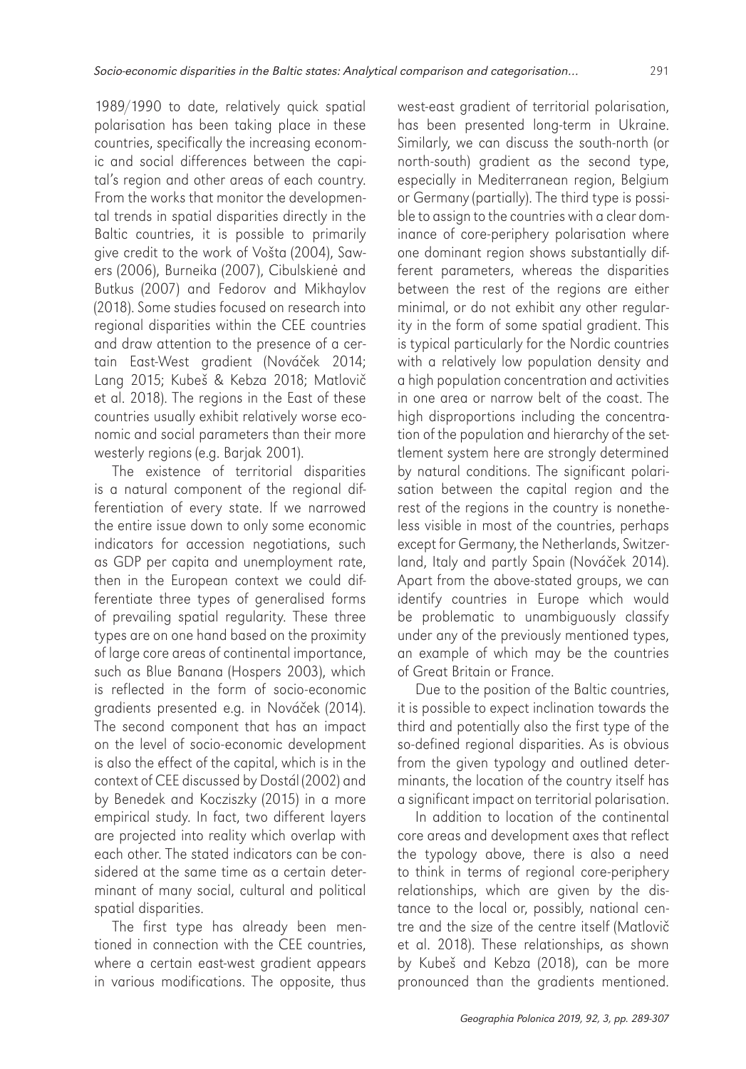1989/1990 to date, relatively quick spatial polarisation has been taking place in these countries, specifically the increasing economic and social differences between the capital's region and other areas of each country. From the works that monitor the developmental trends in spatial disparities directly in the Baltic countries, it is possible to primarily give credit to the work of Vošta (2004), Sawers (2006), Burneika (2007), Cibulskienė and Butkus (2007) and Fedorov and Mikhaylov (2018). Some studies focused on research into regional disparities within the CEE countries and draw attention to the presence of a certain East-West gradient (Nováček 2014; Lang 2015; Kubeš & Kebza 2018; Matlovič et al. 2018). The regions in the East of these countries usually exhibit relatively worse economic and social parameters than their more westerly regions (e.g. Barjak 2001).

The existence of territorial disparities is a natural component of the regional differentiation of every state. If we narrowed the entire issue down to only some economic indicators for accession negotiations, such as GDP per capita and unemployment rate, then in the European context we could differentiate three types of generalised forms of prevailing spatial regularity. These three types are on one hand based on the proximity of large core areas of continental importance, such as Blue Banana (Hospers 2003), which is reflected in the form of socio-economic gradients presented e.g. in Nováček (2014). The second component that has an impact on the level of socio-economic development is also the effect of the capital, which is in the context of CEE discussed by Dostál (2002) and by Benedek and Kocziszky (2015) in a more empirical study. In fact, two different layers are projected into reality which overlap with each other. The stated indicators can be considered at the same time as a certain determinant of many social, cultural and political spatial disparities.

The first type has already been mentioned in connection with the CEE countries, where a certain east-west gradient appears in various modifications. The opposite, thus west-east gradient of territorial polarisation, has been presented long-term in Ukraine. Similarly, we can discuss the south-north (or north-south) gradient as the second type, especially in Mediterranean region, Belgium or Germany (partially). The third type is possible to assign to the countries with a clear dominance of core-periphery polarisation where one dominant region shows substantially different parameters, whereas the disparities between the rest of the regions are either minimal, or do not exhibit any other regularity in the form of some spatial gradient. This is typical particularly for the Nordic countries with a relatively low population density and a high population concentration and activities in one area or narrow belt of the coast. The high disproportions including the concentration of the population and hierarchy of the settlement system here are strongly determined by natural conditions. The significant polarisation between the capital region and the rest of the regions in the country is nonetheless visible in most of the countries, perhaps except for Germany, the Netherlands, Switzerland, Italy and partly Spain (Nováček 2014). Apart from the above-stated groups, we can identify countries in Europe which would be problematic to unambiguously classify under any of the previously mentioned types, an example of which may be the countries of Great Britain or France.

Due to the position of the Baltic countries, it is possible to expect inclination towards the third and potentially also the first type of the so-defined regional disparities. As is obvious from the given typology and outlined determinants, the location of the country itself has a significant impact on territorial polarisation.

In addition to location of the continental core areas and development axes that reflect the typology above, there is also a need to think in terms of regional core-periphery relationships, which are given by the distance to the local or, possibly, national centre and the size of the centre itself (Matlovič et al. 2018). These relationships, as shown by Kubeš and Kebza (2018), can be more pronounced than the gradients mentioned.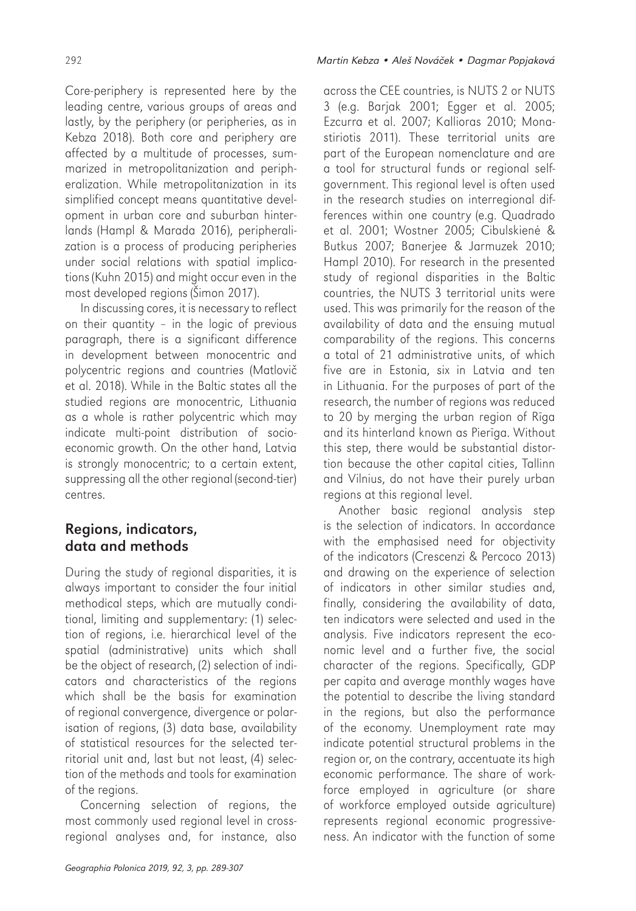Core-periphery is represented here by the leading centre, various groups of areas and lastly, by the periphery (or peripheries, as in Kebza 2018). Both core and periphery are affected by a multitude of processes, summarized in metropolitanization and peripheralization. While metropolitanization in its simplified concept means quantitative development in urban core and suburban hinterlands (Hampl & Marada 2016), peripheralization is a process of producing peripheries under social relations with spatial implications (Kuhn 2015) and might occur even in the most developed regions (Šimon 2017).

In discussing cores, it is necessary to reflect on their quantity – in the logic of previous paragraph, there is a significant difference in development between monocentric and polycentric regions and countries (Matlovič et al. 2018). While in the Baltic states all the studied regions are monocentric, Lithuania as a whole is rather polycentric which may indicate multi-point distribution of socio-economic growth. On the other hand, Latvia is strongly monocentric; to a certain extent, suppressing all the other regional (second-tier) centres.

## Regions, indicators, data and methods

During the study of regional disparities, it is always important to consider the four initial methodical steps, which are mutually conditional, limiting and supplementary: (1) selection of regions, i.e. hierarchical level of the spatial (administrative) units which shall be the object of research, (2) selection of indicators and characteristics of the regions which shall be the basis for examination of regional convergence, divergence or polarisation of regions, (3) data base, availability of statistical resources for the selected territorial unit and, last but not least, (4) selection of the methods and tools for examination of the regions.

Concerning selection of regions, the most commonly used regional level in cross-regional analyses and, for instance, also across the CEE countries, is NUTS 2 or NUTS 3 (e.g. Barjak 2001; Egger et al. 2005; Ezcurra et al. 2007; Kallioras 2010; Monastiriotis 2011). These territorial units are part of the European nomenclature and are a tool for structural funds or regional self-government. This regional level is often used in the research studies on interregional differences within one country (e.g. Quadrado et al. 2001; Wostner 2005; Cibulskienė & Butkus 2007; Banerjee & Jarmuzek 2010; Hampl 2010). For research in the presented study of regional disparities in the Baltic countries, the NUTS 3 territorial units were used. This was primarily for the reason of the availability of data and the ensuing mutual comparability of the regions. This concerns a total of 21 administrative units, of which five are in Estonia, six in Latvia and ten in Lithuania. For the purposes of part of the research, the number of regions was reduced to 20 by merging the urban region of Rīga and its hinterland known as Pierīga. Without this step, there would be substantial distortion because the other capital cities, Tallinn and Vilnius, do not have their purely urban regions at this regional level.

Another basic regional analysis step is the selection of indicators. In accordance with the emphasised need for objectivity of the indicators (Crescenzi & Percoco 2013) and drawing on the experience of selection of indicators in other similar studies and, finally, considering the availability of data, ten indicators were selected and used in the analysis. Five indicators represent the economic level and a further five, the social character of the regions. Specifically, GDP per capita and average monthly wages have the potential to describe the living standard in the regions, but also the performance of the economy. Unemployment rate may indicate potential structural problems in the region or, on the contrary, accentuate its high economic performance. The share of workforce employed in agriculture (or share of workforce employed outside agriculture) represents regional economic progressiveness. An indicator with the function of some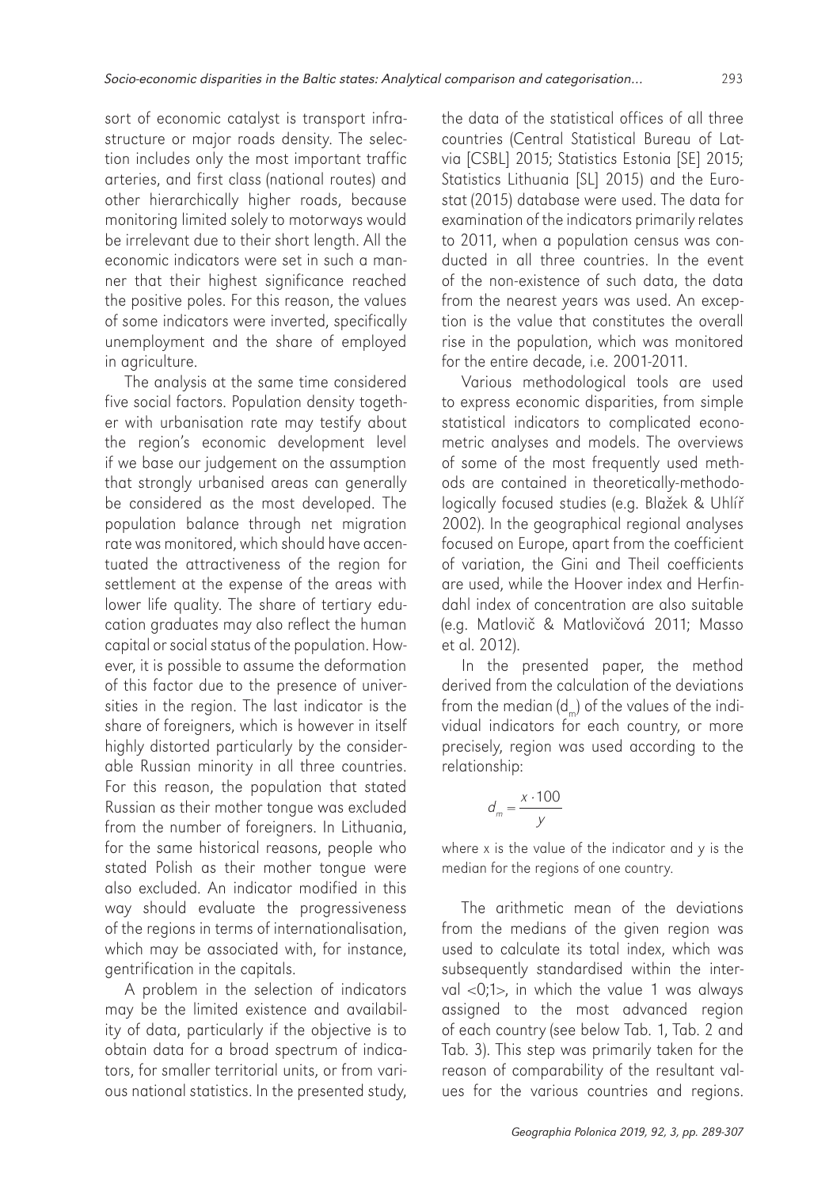sort of economic catalyst is transport infrastructure or major roads density. The selection includes only the most important traffic arteries, and first class (national routes) and other hierarchically higher roads, because monitoring limited solely to motorways would be irrelevant due to their short length. All the economic indicators were set in such a manner that their highest significance reached the positive poles. For this reason, the values of some indicators were inverted, specifically unemployment and the share of employed in agriculture.

The analysis at the same time considered five social factors. Population density together with urbanisation rate may testify about the region's economic development level if we base our judgement on the assumption that strongly urbanised areas can generally be considered as the most developed. The population balance through net migration rate was monitored, which should have accentuated the attractiveness of the region for settlement at the expense of the areas with lower life quality. The share of tertiary education graduates may also reflect the human capital or social status of the population. However, it is possible to assume the deformation of this factor due to the presence of universities in the region. The last indicator is the share of foreigners, which is however in itself highly distorted particularly by the considerable Russian minority in all three countries. For this reason, the population that stated Russian as their mother tongue was excluded from the number of foreigners. In Lithuania, for the same historical reasons, people who stated Polish as their mother tongue were also excluded. An indicator modified in this way should evaluate the progressiveness of the regions in terms of internationalisation, which may be associated with, for instance, gentrification in the capitals.

A problem in the selection of indicators may be the limited existence and availability of data, particularly if the objective is to obtain data for a broad spectrum of indicators, for smaller territorial units, or from various national statistics. In the presented study, the data of the statistical offices of all three countries (Central Statistical Bureau of Latvia [CSBL] 2015; Statistics Estonia [SE] 2015; Statistics Lithuania [SL] 2015) and the Eurostat (2015) database were used. The data for examination of the indicators primarily relates to 2011, when a population census was conducted in all three countries. In the event of the non-existence of such data, the data from the nearest years was used. An exception is the value that constitutes the overall rise in the population, which was monitored for the entire decade, i.e. 2001-2011.

Various methodological tools are used to express economic disparities, from simple statistical indicators to complicated econometric analyses and models. The overviews of some of the most frequently used methods are contained in theoretically-methodologically focused studies (e.g. Blažek & Uhlíř 2002). In the geographical regional analyses focused on Europe, apart from the coefficient of variation, the Gini and Theil coefficients are used, while the Hoover index and Herfindahl index of concentration are also suitable (e.g. Matlovič & Matlovičová 2011; Masso et al. 2012).

In the presented paper, the method derived from the calculation of the deviations from the median ($d_m$) of the values of the individual indicators for each country, or more precisely, region was used according to the relationship:

$$d_m = \frac{x \cdot 100}{y}$$

where x is the value of the indicator and y is the median for the regions of one country.

The arithmetic mean of the deviations from the medians of the given region was used to calculate its total index, which was subsequently standardised within the interval <0;1>, in which the value 1 was always assigned to the most advanced region of each country (see below Tab. 1, Tab. 2 and Tab. 3). This step was primarily taken for the reason of comparability of the resultant values for the various countries and regions.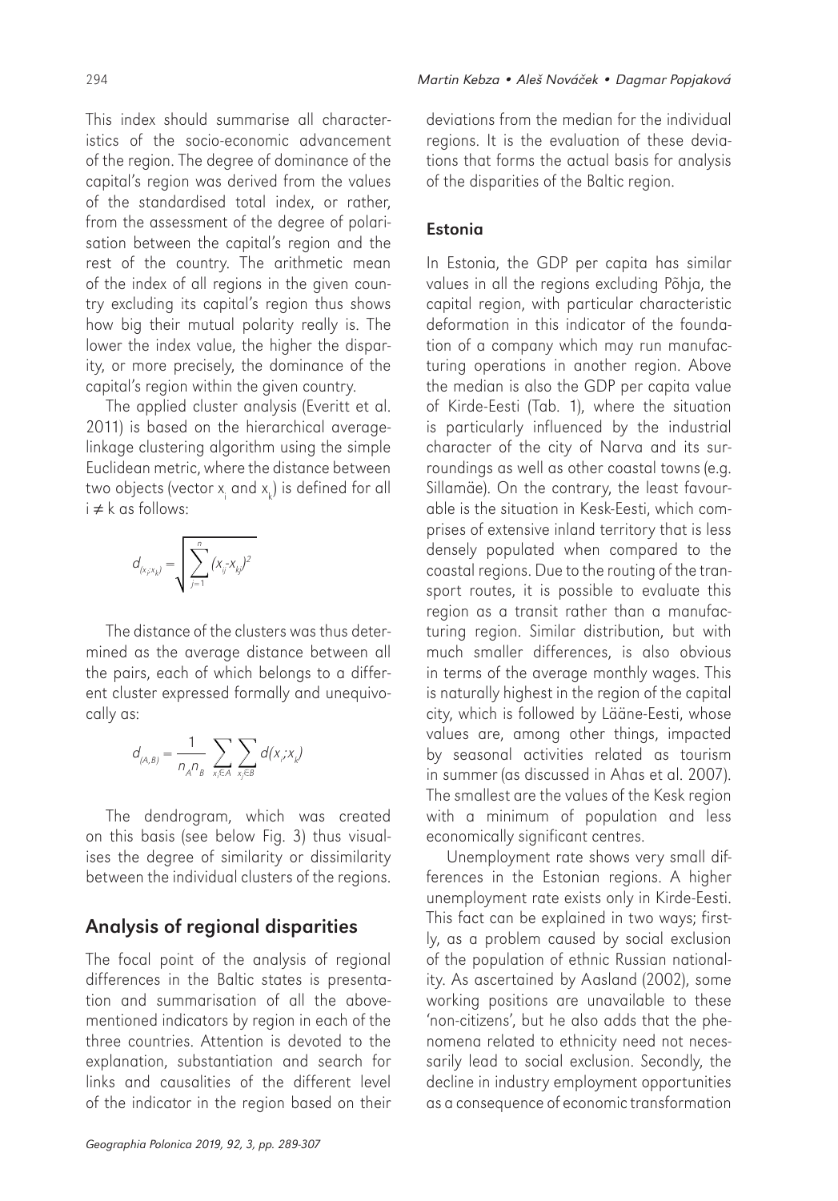This index should summarise all characteristics of the socio-economic advancement of the region. The degree of dominance of the capital's region was derived from the values of the standardised total index, or rather, from the assessment of the degree of polarisation between the capital's region and the rest of the country. The arithmetic mean of the index of all regions in the given country excluding its capital's region thus shows how big their mutual polarity really is. The lower the index value, the higher the disparity, or more precisely, the dominance of the capital's region within the given country.

The applied cluster analysis (Everitt et al. 2011) is based on the hierarchical average-linkage clustering algorithm using the simple Euclidean metric, where the distance between two objects (vector $x_i$ and $x_k$) is defined for all $i \neq k$ as follows:

$$d_{(x_i;x_k)} = \sqrt{\sum_{j=1}^{n} (x_{ij} - x_{kj})^2}$$

The distance of the clusters was thus determined as the average distance between all the pairs, each of which belongs to a different cluster expressed formally and unequivocally as:

$$d_{(A,B)} = \frac{1}{n_A n_B} \sum_{x_i \in A} \sum_{x_j \in B} d(x_i;x_k)$$

The dendrogram, which was created on this basis (see below Fig. 3) thus visualises the degree of similarity or dissimilarity between the individual clusters of the regions.

## Analysis of regional disparities

The focal point of the analysis of regional differences in the Baltic states is presentation and summarisation of all the above-mentioned indicators by region in each of the three countries. Attention is devoted to the explanation, substantiation and search for links and causalities of the different level of the indicator in the region based on their deviations from the median for the individual regions. It is the evaluation of these deviations that forms the actual basis for analysis of the disparities of the Baltic region.

### Estonia

In Estonia, the GDP per capita has similar values in all the regions excluding Põhja, the capital region, with particular characteristic deformation in this indicator of the foundation of a company which may run manufacturing operations in another region. Above the median is also the GDP per capita value of Kirde-Eesti (Tab. 1), where the situation is particularly influenced by the industrial character of the city of Narva and its surroundings as well as other coastal towns (e.g. Sillamäe). On the contrary, the least favourable is the situation in Kesk-Eesti, which comprises of extensive inland territory that is less densely populated when compared to the coastal regions. Due to the routing of the transport routes, it is possible to evaluate this region as a transit rather than a manufacturing region. Similar distribution, but with much smaller differences, is also obvious in terms of the average monthly wages. This is naturally highest in the region of the capital city, which is followed by Lääne-Eesti, whose values are, among other things, impacted by seasonal activities related as tourism in summer (as discussed in Ahas et al. 2007). The smallest are the values of the Kesk region with a minimum of population and less economically significant centres.

Unemployment rate shows very small differences in the Estonian regions. A higher unemployment rate exists only in Kirde-Eesti. This fact can be explained in two ways; firstly, as a problem caused by social exclusion of the population of ethnic Russian nationality. As ascertained by Aasland (2002), some working positions are unavailable to these 'non-citizens', but he also adds that the phenomena related to ethnicity need not necessarily lead to social exclusion. Secondly, the decline in industry employment opportunities as a consequence of economic transformation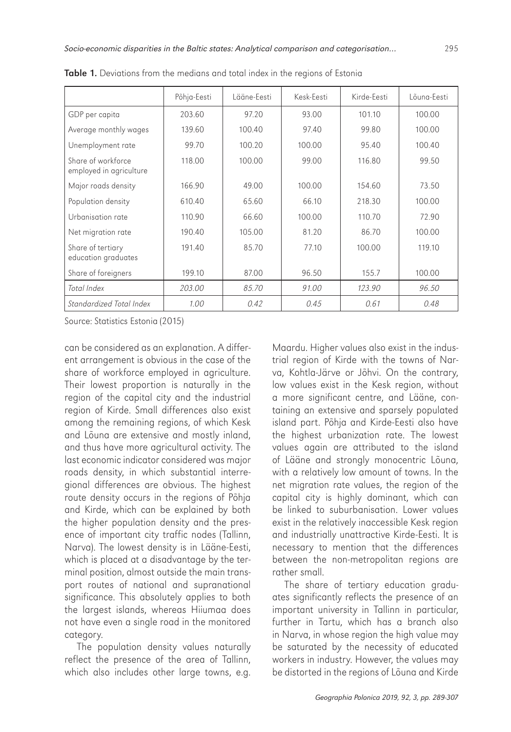**Table 1.** Deviations from the medians and total index in the regions of Estonia

| | Põhja-Eesti | Lääne-Eesti | Kesk-Eesti | Kirde-Eesti | Lõuna-Eesti |
|---|---|---|---|---|---|
| GDP per capita | 203.60 | 97.20 | 93.00 | 101.10 | 100.00 |
| Average monthly wages | 139.60 | 100.40 | 97.40 | 99.80 | 100.00 |
| Unemployment rate | 99.70 | 100.20 | 100.00 | 95.40 | 100.40 |
| Share of workforce employed in agriculture | 118.00 | 100.00 | 99.00 | 116.80 | 99.50 |
| Major roads density | 166.90 | 49.00 | 100.00 | 154.60 | 73.50 |
| Population density | 610.40 | 65.60 | 66.10 | 218.30 | 100.00 |
| Urbanisation rate | 110.90 | 66.60 | 100.00 | 110.70 | 72.90 |
| Net migration rate | 190.40 | 105.00 | 81.20 | 86.70 | 100.00 |
| Share of tertiary education graduates | 191.40 | 85.70 | 77.10 | 100.00 | 119.10 |
| Share of foreigners | 199.10 | 87.00 | 96.50 | 155.7 | 100.00 |
| *Total Index* | *203.00* | *85.70* | *91.00* | *123.90* | *96.50* |
| *Standardized Total Index* | *1.00* | *0.42* | *0.45* | *0.61* | *0.48* |

Source: Statistics Estonia (2015)

can be considered as an explanation. A different arrangement is obvious in the case of the share of workforce employed in agriculture. Their lowest proportion is naturally in the region of the capital city and the industrial region of Kirde. Small differences also exist among the remaining regions, of which Kesk and Lõuna are extensive and mostly inland, and thus have more agricultural activity. The last economic indicator considered was major roads density, in which substantial interregional differences are obvious. The highest route density occurs in the regions of Põhja and Kirde, which can be explained by both the higher population density and the presence of important city traffic nodes (Tallinn, Narva). The lowest density is in Lääne-Eesti, which is placed at a disadvantage by the terminal position, almost outside the main transport routes of national and supranational significance. This absolutely applies to both the largest islands, whereas Hiiumaa does not have even a single road in the monitored category.

The population density values naturally reflect the presence of the area of Tallinn, which also includes other large towns, e.g. Maardu. Higher values also exist in the industrial region of Kirde with the towns of Narva, Kohtla-Järve or Jõhvi. On the contrary, low values exist in the Kesk region, without a more significant centre, and Lääne, containing an extensive and sparsely populated island part. Põhja and Kirde-Eesti also have the highest urbanization rate. The lowest values again are attributed to the island of Lääne and strongly monocentric Lõuna, with a relatively low amount of towns. In the net migration rate values, the region of the capital city is highly dominant, which can be linked to suburbanisation. Lower values exist in the relatively inaccessible Kesk region and industrially unattractive Kirde-Eesti. It is necessary to mention that the differences between the non-metropolitan regions are rather small.

The share of tertiary education graduates significantly reflects the presence of an important university in Tallinn in particular, further in Tartu, which has a branch also in Narva, in whose region the high value may be saturated by the necessity of educated workers in industry. However, the values may be distorted in the regions of Lõuna and Kirde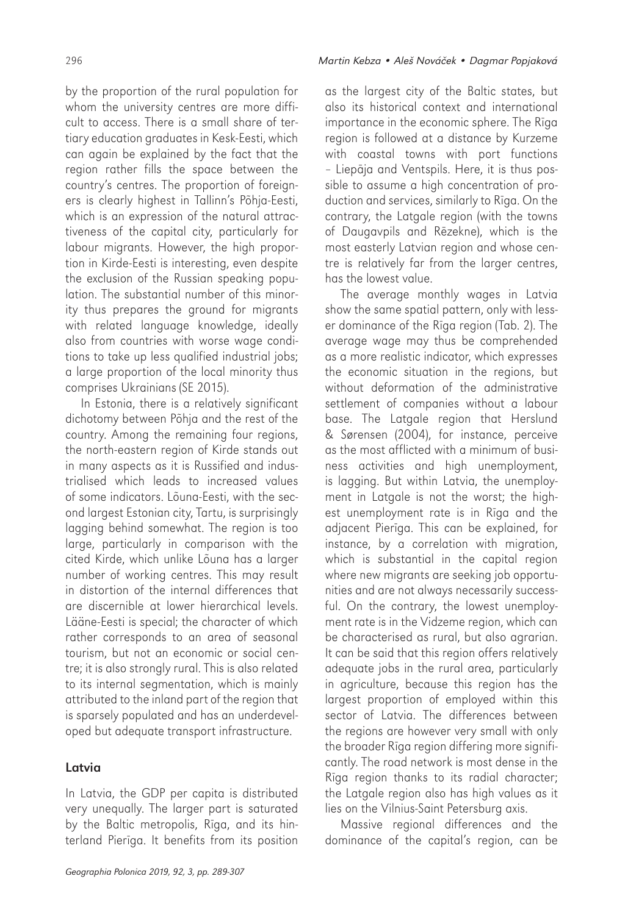by the proportion of the rural population for whom the university centres are more difficult to access. There is a small share of tertiary education graduates in Kesk-Eesti, which can again be explained by the fact that the region rather fills the space between the country's centres. The proportion of foreigners is clearly highest in Tallinn's Põhja-Eesti, which is an expression of the natural attractiveness of the capital city, particularly for labour migrants. However, the high proportion in Kirde-Eesti is interesting, even despite the exclusion of the Russian speaking population. The substantial number of this minority thus prepares the ground for migrants with related language knowledge, ideally also from countries with worse wage conditions to take up less qualified industrial jobs; a large proportion of the local minority thus comprises Ukrainians (SE 2015).

In Estonia, there is a relatively significant dichotomy between Põhja and the rest of the country. Among the remaining four regions, the north-eastern region of Kirde stands out in many aspects as it is Russified and industrialised which leads to increased values of some indicators. Lõuna-Eesti, with the second largest Estonian city, Tartu, is surprisingly lagging behind somewhat. The region is too large, particularly in comparison with the cited Kirde, which unlike Lõuna has a larger number of working centres. This may result in distortion of the internal differences that are discernible at lower hierarchical levels. Lääne-Eesti is special; the character of which rather corresponds to an area of seasonal tourism, but not an economic or social centre; it is also strongly rural. This is also related to its internal segmentation, which is mainly attributed to the inland part of the region that is sparsely populated and has an underdeveloped but adequate transport infrastructure.

## Latvia

In Latvia, the GDP per capita is distributed very unequally. The larger part is saturated by the Baltic metropolis, Rīga, and its hinterland Pierīga. It benefits from its position as the largest city of the Baltic states, but also its historical context and international importance in the economic sphere. The Rīga region is followed at a distance by Kurzeme with coastal towns with port functions – Liepāja and Ventspils. Here, it is thus possible to assume a high concentration of production and services, similarly to Rīga. On the contrary, the Latgale region (with the towns of Daugavpils and Rēzekne), which is the most easterly Latvian region and whose centre is relatively far from the larger centres, has the lowest value.

The average monthly wages in Latvia show the same spatial pattern, only with lesser dominance of the Rīga region (Tab. 2). The average wage may thus be comprehended as a more realistic indicator, which expresses the economic situation in the regions, but without deformation of the administrative settlement of companies without a labour base. The Latgale region that Herslund & Sørensen (2004), for instance, perceive as the most afflicted with a minimum of business activities and high unemployment, is lagging. But within Latvia, the unemployment in Latgale is not the worst; the highest unemployment rate is in Rīga and the adjacent Pierīga. This can be explained, for instance, by a correlation with migration, which is substantial in the capital region where new migrants are seeking job opportunities and are not always necessarily successful. On the contrary, the lowest unemployment rate is in the Vidzeme region, which can be characterised as rural, but also agrarian. It can be said that this region offers relatively adequate jobs in the rural area, particularly in agriculture, because this region has the largest proportion of employed within this sector of Latvia. The differences between the regions are however very small with only the broader Rīga region differing more significantly. The road network is most dense in the Rīga region thanks to its radial character; the Latgale region also has high values as it lies on the Vilnius-Saint Petersburg axis.

Massive regional differences and the dominance of the capital's region, can be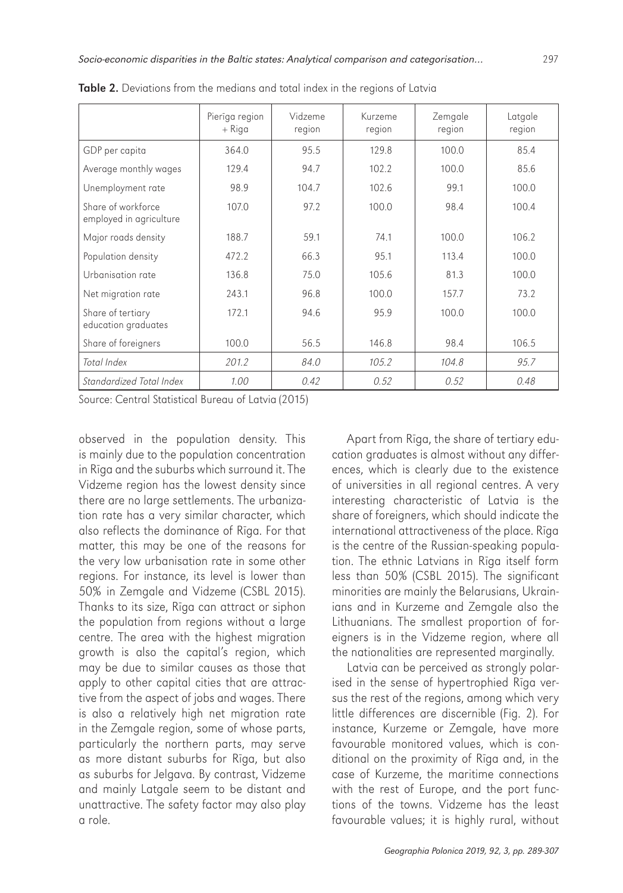**Table 2.** Deviations from the medians and total index in the regions of Latvia

| | Pierīga region + Rīga | Vidzeme region | Kurzeme region | Zemgale region | Latgale region |
|---|---|---|---|---|---|
| GDP per capita | 364.0 | 95.5 | 129.8 | 100.0 | 85.4 |
| Average monthly wages | 129.4 | 94.7 | 102.2 | 100.0 | 85.6 |
| Unemployment rate | 98.9 | 104.7 | 102.6 | 99.1 | 100.0 |
| Share of workforce employed in agriculture | 107.0 | 97.2 | 100.0 | 98.4 | 100.4 |
| Major roads density | 188.7 | 59.1 | 74.1 | 100.0 | 106.2 |
| Population density | 472.2 | 66.3 | 95.1 | 113.4 | 100.0 |
| Urbanisation rate | 136.8 | 75.0 | 105.6 | 81.3 | 100.0 |
| Net migration rate | 243.1 | 96.8 | 100.0 | 157.7 | 73.2 |
| Share of tertiary education graduates | 172.1 | 94.6 | 95.9 | 100.0 | 100.0 |
| Share of foreigners | 100.0 | 56.5 | 146.8 | 98.4 | 106.5 |
| *Total Index* | *201.2* | *84.0* | *105.2* | *104.8* | *95.7* |
| *Standardized Total Index* | *1.00* | *0.42* | *0.52* | *0.52* | *0.48* |

Source: Central Statistical Bureau of Latvia (2015)

observed in the population density. This is mainly due to the population concentration in Rīga and the suburbs which surround it. The Vidzeme region has the lowest density since there are no large settlements. The urbanization rate has a very similar character, which also reflects the dominance of Rīga. For that matter, this may be one of the reasons for the very low urbanisation rate in some other regions. For instance, its level is lower than 50% in Zemgale and Vidzeme (CSBL 2015). Thanks to its size, Rīga can attract or siphon the population from regions without a large centre. The area with the highest migration growth is also the capital's region, which may be due to similar causes as those that apply to other capital cities that are attractive from the aspect of jobs and wages. There is also a relatively high net migration rate in the Zemgale region, some of whose parts, particularly the northern parts, may serve as more distant suburbs for Rīga, but also as suburbs for Jelgava. By contrast, Vidzeme and mainly Latgale seem to be distant and unattractive. The safety factor may also play a role.

Apart from Rīga, the share of tertiary education graduates is almost without any differences, which is clearly due to the existence of universities in all regional centres. A very interesting characteristic of Latvia is the share of foreigners, which should indicate the international attractiveness of the place. Rīga is the centre of the Russian-speaking population. The ethnic Latvians in Rīga itself form less than 50% (CSBL 2015). The significant minorities are mainly the Belarusians, Ukrainians and in Kurzeme and Zemgale also the Lithuanians. The smallest proportion of foreigners is in the Vidzeme region, where all the nationalities are represented marginally.

Latvia can be perceived as strongly polarised in the sense of hypertrophied Rīga versus the rest of the regions, among which very little differences are discernible (Fig. 2). For instance, Kurzeme or Zemgale, have more favourable monitored values, which is conditional on the proximity of Rīga and, in the case of Kurzeme, the maritime connections with the rest of Europe, and the port functions of the towns. Vidzeme has the least favourable values; it is highly rural, without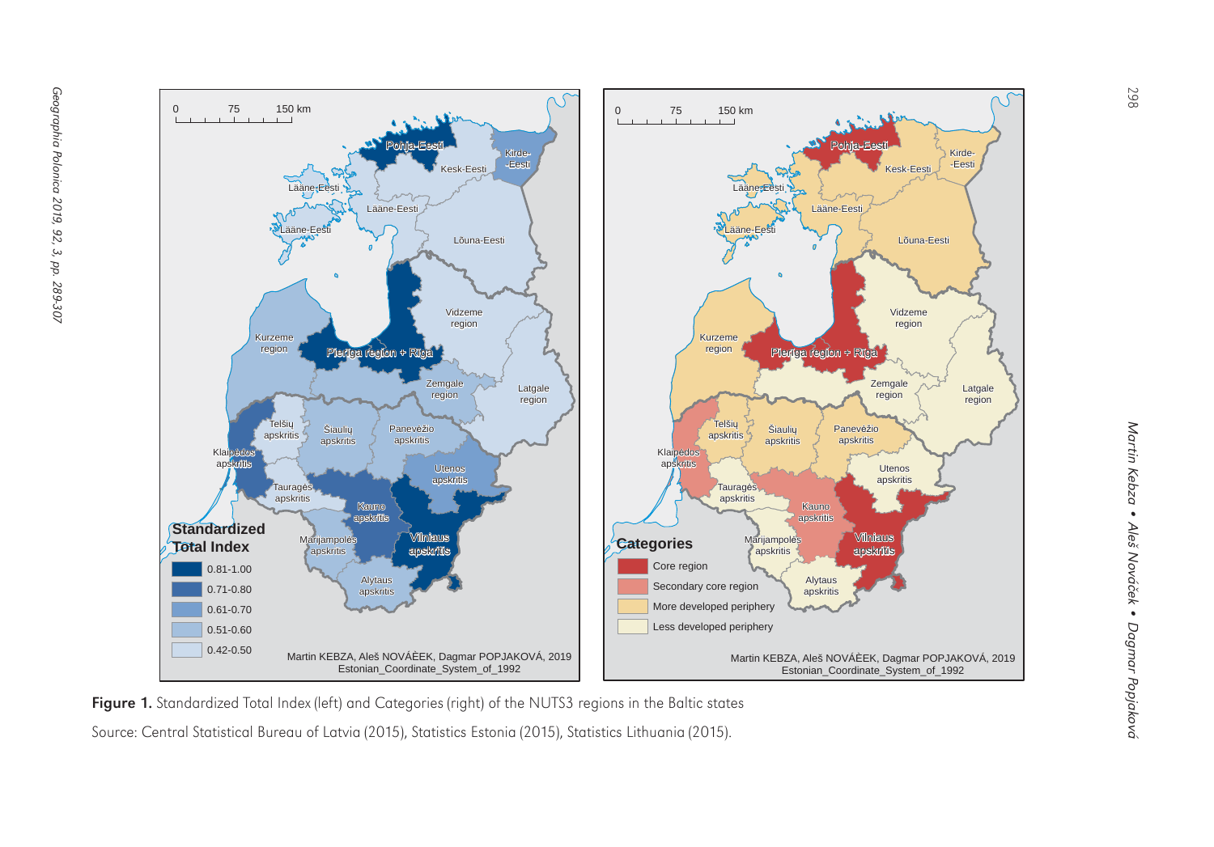**Figure 1.** Standardized Total Index (left) and Categories (right) of the NUTS3 regions in the Baltic states

Source: Central Statistical Bureau of Latvia (2015), Statistics Estonia (2015), Statistics Lithuania (2015).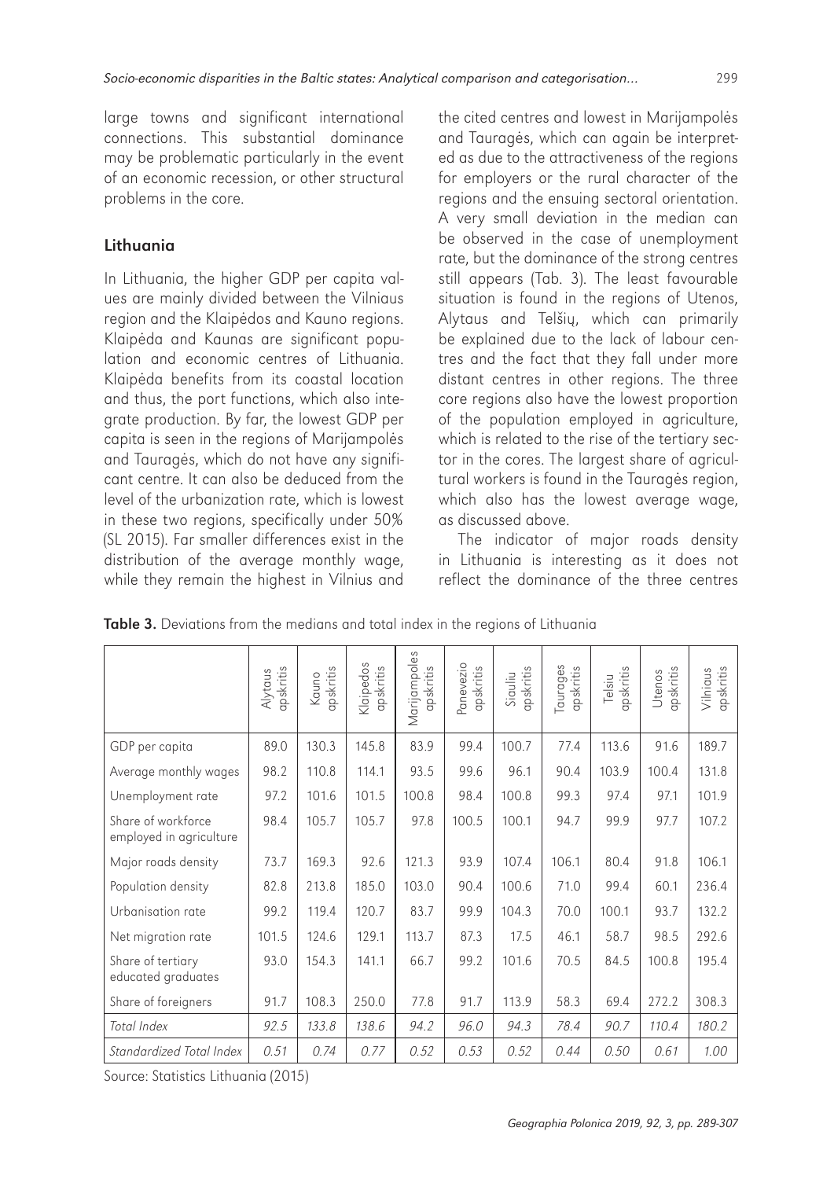large towns and significant international connections. This substantial dominance may be problematic particularly in the event of an economic recession, or other structural problems in the core.

### Lithuania

In Lithuania, the higher GDP per capita values are mainly divided between the Vilniaus region and the Klaipėdos and Kauno regions. Klaipėda and Kaunas are significant population and economic centres of Lithuania. Klaipėda benefits from its coastal location and thus, the port functions, which also integrate production. By far, the lowest GDP per capita is seen in the regions of Marijampolės and Tauragės, which do not have any significant centre. It can also be deduced from the level of the urbanization rate, which is lowest in these two regions, specifically under 50% (SL 2015). Far smaller differences exist in the distribution of the average monthly wage, while they remain the highest in Vilnius and the cited centres and lowest in Marijampolės and Tauragės, which can again be interpreted as due to the attractiveness of the regions for employers or the rural character of the regions and the ensuing sectoral orientation. A very small deviation in the median can be observed in the case of unemployment rate, but the dominance of the strong centres still appears (Tab. 3). The least favourable situation is found in the regions of Utenos, Alytaus and Telšių, which can primarily be explained due to the lack of labour centres and the fact that they fall under more distant centres in other regions. The three core regions also have the lowest proportion of the population employed in agriculture, which is related to the rise of the tertiary sector in the cores. The largest share of agricultural workers is found in the Tauragės region, which also has the lowest average wage, as discussed above.

The indicator of major roads density in Lithuania is interesting as it does not reflect the dominance of the three centres

**Table 3.** Deviations from the medians and total index in the regions of Lithuania

| | Alytaus apskritis | Kauno apskritis | Klaipedos apskritis | Marijampoles apskritis | Panevezio apskritis | Siauliu apskritis | Taurages apskritis | Telsiu apskritis | Utenos apskritis | Vilniaus apskritis |
|---|---|---|---|---|---|---|---|---|---|---|
| GDP per capita | 89.0 | 130.3 | 145.8 | 83.9 | 99.4 | 100.7 | 77.4 | 113.6 | 91.6 | 189.7 |
| Average monthly wages | 98.2 | 110.8 | 114.1 | 93.5 | 99.6 | 96.1 | 90.4 | 103.9 | 100.4 | 131.8 |
| Unemployment rate | 97.2 | 101.6 | 101.5 | 100.8 | 98.4 | 100.8 | 99.3 | 97.4 | 97.1 | 101.9 |
| Share of workforce employed in agriculture | 98.4 | 105.7 | 105.7 | 97.8 | 100.5 | 100.1 | 94.7 | 99.9 | 97.7 | 107.2 |
| Major roads density | 73.7 | 169.3 | 92.6 | 121.3 | 93.9 | 107.4 | 106.1 | 80.4 | 91.8 | 106.1 |
| Population density | 82.8 | 213.8 | 185.0 | 103.0 | 90.4 | 100.6 | 71.0 | 99.4 | 60.1 | 236.4 |
| Urbanisation rate | 99.2 | 119.4 | 120.7 | 83.7 | 99.9 | 104.3 | 70.0 | 100.1 | 93.7 | 132.2 |
| Net migration rate | 101.5 | 124.6 | 129.1 | 113.7 | 87.3 | 17.5 | 46.1 | 58.7 | 98.5 | 292.6 |
| Share of tertiary educated graduates | 93.0 | 154.3 | 141.1 | 66.7 | 99.2 | 101.6 | 70.5 | 84.5 | 100.8 | 195.4 |
| Share of foreigners | 91.7 | 108.3 | 250.0 | 77.8 | 91.7 | 113.9 | 58.3 | 69.4 | 272.2 | 308.3 |
| *Total Index* | *92.5* | *133.8* | *138.6* | *94.2* | *96.0* | *94.3* | *78.4* | *90.7* | *110.4* | *180.2* |
| *Standardized Total Index* | *0.51* | *0.74* | *0.77* | *0.52* | *0.53* | *0.52* | *0.44* | *0.50* | *0.61* | *1.00* |

Source: Statistics Lithuania (2015)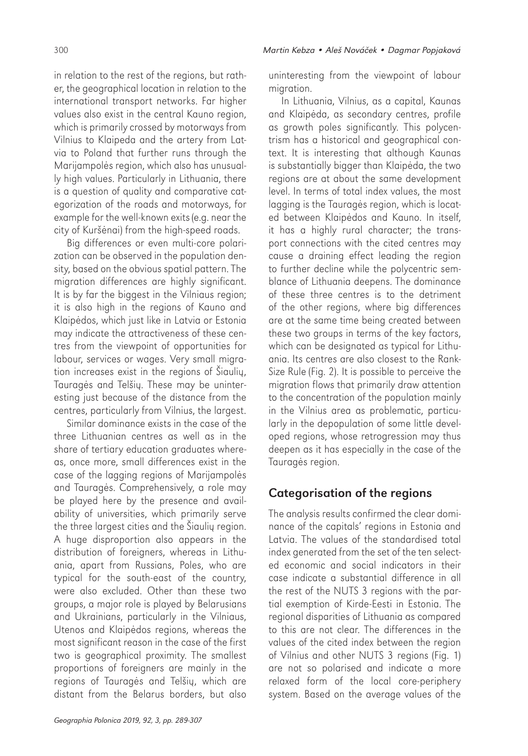in relation to the rest of the regions, but rather, the geographical location in relation to the international transport networks. Far higher values also exist in the central Kauno region, which is primarily crossed by motorways from Vilnius to Klaipeda and the artery from Latvia to Poland that further runs through the Marijampolės region, which also has unusually high values. Particularly in Lithuania, there is a question of quality and comparative categorization of the roads and motorways, for example for the well-known exits (e.g. near the city of Kuršėnai) from the high-speed roads.

Big differences or even multi-core polarization can be observed in the population density, based on the obvious spatial pattern. The migration differences are highly significant. It is by far the biggest in the Vilniaus region; it is also high in the regions of Kauno and Klaipėdos, which just like in Latvia or Estonia may indicate the attractiveness of these centres from the viewpoint of opportunities for labour, services or wages. Very small migration increases exist in the regions of Šiaulių, Tauragės and Telšių. These may be uninteresting just because of the distance from the centres, particularly from Vilnius, the largest.

Similar dominance exists in the case of the three Lithuanian centres as well as in the share of tertiary education graduates whereas, once more, small differences exist in the case of the lagging regions of Marijampolės and Tauragės. Comprehensively, a role may be played here by the presence and availability of universities, which primarily serve the three largest cities and the Šiaulių region. A huge disproportion also appears in the distribution of foreigners, whereas in Lithuania, apart from Russians, Poles, who are typical for the south-east of the country, were also excluded. Other than these two groups, a major role is played by Belarusians and Ukrainians, particularly in the Vilniaus, Utenos and Klaipėdos regions, whereas the most significant reason in the case of the first two is geographical proximity. The smallest proportions of foreigners are mainly in the regions of Tauragės and Telšių, which are distant from the Belarus borders, but also uninteresting from the viewpoint of labour migration.

In Lithuania, Vilnius, as a capital, Kaunas and Klaipėda, as secondary centres, profile as growth poles significantly. This polycentrism has a historical and geographical context. It is interesting that although Kaunas is substantially bigger than Klaipėda, the two regions are at about the same development level. In terms of total index values, the most lagging is the Tauragės region, which is located between Klaipėdos and Kauno. In itself, it has a highly rural character; the transport connections with the cited centres may cause a draining effect leading the region to further decline while the polycentric semblance of Lithuania deepens. The dominance of these three centres is to the detriment of the other regions, where big differences are at the same time being created between these two groups in terms of the key factors, which can be designated as typical for Lithuania. Its centres are also closest to the Rank-Size Rule (Fig. 2). It is possible to perceive the migration flows that primarily draw attention to the concentration of the population mainly in the Vilnius area as problematic, particularly in the depopulation of some little developed regions, whose retrogression may thus deepen as it has especially in the case of the Tauragės region.

## Categorisation of the regions

The analysis results confirmed the clear dominance of the capitals' regions in Estonia and Latvia. The values of the standardised total index generated from the set of the ten selected economic and social indicators in their case indicate a substantial difference in all the rest of the NUTS 3 regions with the partial exemption of Kirde-Eesti in Estonia. The regional disparities of Lithuania as compared to this are not clear. The differences in the values of the cited index between the region of Vilnius and other NUTS 3 regions (Fig. 1) are not so polarised and indicate a more relaxed form of the local core-periphery system. Based on the average values of the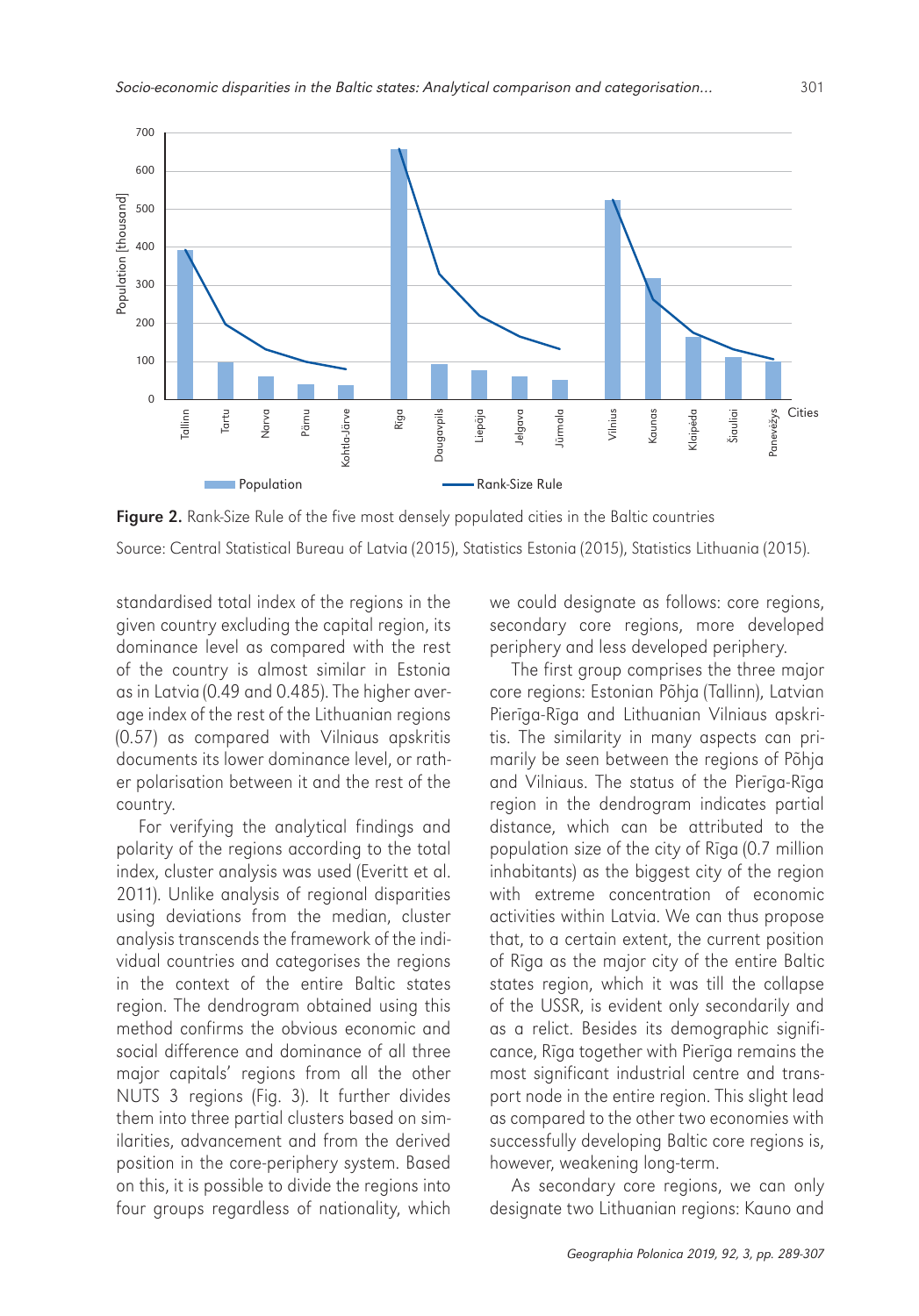Figure 2. Rank-Size Rule of the five most densely populated cities in the Baltic countries

Source: Central Statistical Bureau of Latvia (2015), Statistics Estonia (2015), Statistics Lithuania (2015).

standardised total index of the regions in the given country excluding the capital region, its dominance level as compared with the rest of the country is almost similar in Estonia as in Latvia (0.49 and 0.485). The higher average index of the rest of the Lithuanian regions (0.57) as compared with Vilniaus apskritis documents its lower dominance level, or rather polarisation between it and the rest of the country.

For verifying the analytical findings and polarity of the regions according to the total index, cluster analysis was used (Everitt et al. 2011). Unlike analysis of regional disparities using deviations from the median, cluster analysis transcends the framework of the individual countries and categorises the regions in the context of the entire Baltic states region. The dendrogram obtained using this method confirms the obvious economic and social difference and dominance of all three major capitals' regions from all the other NUTS 3 regions (Fig. 3). It further divides them into three partial clusters based on similarities, advancement and from the derived position in the core-periphery system. Based on this, it is possible to divide the regions into four groups regardless of nationality, which we could designate as follows: core regions, secondary core regions, more developed periphery and less developed periphery.

The first group comprises the three major core regions: Estonian Põhja (Tallinn), Latvian Pierīga-Rīga and Lithuanian Vilniaus apskritis. The similarity in many aspects can primarily be seen between the regions of Põhja and Vilniaus. The status of the Pierīga-Rīga region in the dendrogram indicates partial distance, which can be attributed to the population size of the city of Rīga (0.7 million inhabitants) as the biggest city of the region with extreme concentration of economic activities within Latvia. We can thus propose that, to a certain extent, the current position of Rīga as the major city of the entire Baltic states region, which it was till the collapse of the USSR, is evident only secondarily and as a relict. Besides its demographic significance, Rīga together with Pierīga remains the most significant industrial centre and transport node in the entire region. This slight lead as compared to the other two economies with successfully developing Baltic core regions is, however, weakening long-term.

As secondary core regions, we can only designate two Lithuanian regions: Kauno and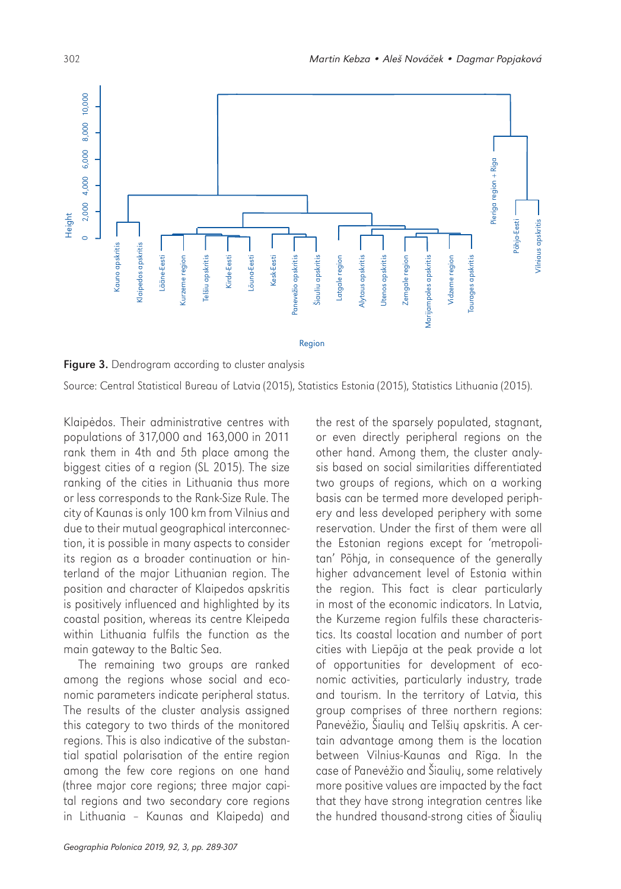Figure 3. Dendrogram according to cluster analysis

Source: Central Statistical Bureau of Latvia (2015), Statistics Estonia (2015), Statistics Lithuania (2015).

Klaipėdos. Their administrative centres with populations of 317,000 and 163,000 in 2011 rank them in 4th and 5th place among the biggest cities of a region (SL 2015). The size ranking of the cities in Lithuania thus more or less corresponds to the Rank-Size Rule. The city of Kaunas is only 100 km from Vilnius and due to their mutual geographical interconnection, it is possible in many aspects to consider its region as a broader continuation or hinterland of the major Lithuanian region. The position and character of Klaipedos apskritis is positively influenced and highlighted by its coastal position, whereas its centre Kleipeda within Lithuania fulfils the function as the main gateway to the Baltic Sea.

The remaining two groups are ranked among the regions whose social and economic parameters indicate peripheral status. The results of the cluster analysis assigned this category to two thirds of the monitored regions. This is also indicative of the substantial spatial polarisation of the entire region among the few core regions on one hand (three major core regions; three major capital regions and two secondary core regions in Lithuania – Kaunas and Klaipeda) and the rest of the sparsely populated, stagnant, or even directly peripheral regions on the other hand. Among them, the cluster analysis based on social similarities differentiated two groups of regions, which on a working basis can be termed more developed periphery and less developed periphery with some reservation. Under the first of them were all the Estonian regions except for 'metropolitan' Põhja, in consequence of the generally higher advancement level of Estonia within the region. This fact is clear particularly in most of the economic indicators. In Latvia, the Kurzeme region fulfils these characteristics. Its coastal location and number of port cities with Liepāja at the peak provide a lot of opportunities for development of economic activities, particularly industry, trade and tourism. In the territory of Latvia, this group comprises of three northern regions: Panevėžio, Šiaulių and Telšių apskritis. A certain advantage among them is the location between Vilnius-Kaunas and Rīga. In the case of Panevėžio and Šiaulių, some relatively more positive values are impacted by the fact that they have strong integration centres like the hundred thousand-strong cities of Šiaulių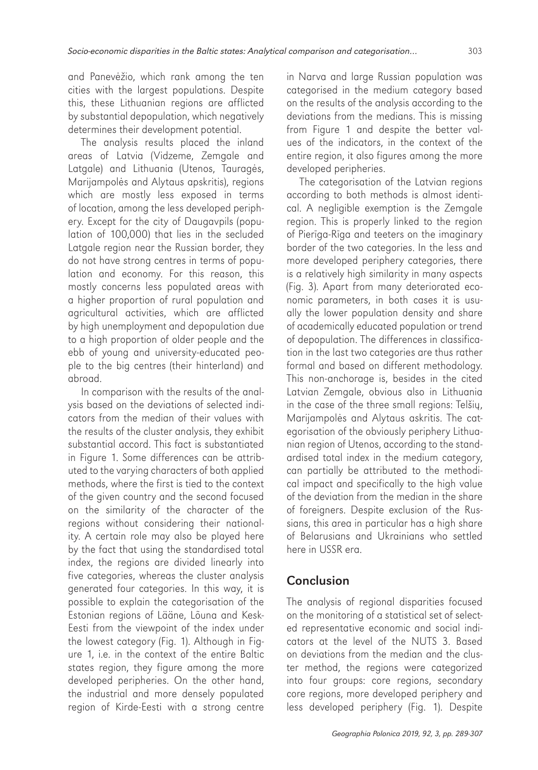and Panevėžio, which rank among the ten cities with the largest populations. Despite this, these Lithuanian regions are afflicted by substantial depopulation, which negatively determines their development potential.

The analysis results placed the inland areas of Latvia (Vidzeme, Zemgale and Latgale) and Lithuania (Utenos, Tauragės, Marijampolės and Alytaus apskritis), regions which are mostly less exposed in terms of location, among the less developed periphery. Except for the city of Daugavpils (population of 100,000) that lies in the secluded Latgale region near the Russian border, they do not have strong centres in terms of population and economy. For this reason, this mostly concerns less populated areas with a higher proportion of rural population and agricultural activities, which are afflicted by high unemployment and depopulation due to a high proportion of older people and the ebb of young and university-educated people to the big centres (their hinterland) and abroad.

In comparison with the results of the analysis based on the deviations of selected indicators from the median of their values with the results of the cluster analysis, they exhibit substantial accord. This fact is substantiated in Figure 1. Some differences can be attributed to the varying characters of both applied methods, where the first is tied to the context of the given country and the second focused on the similarity of the character of the regions without considering their nationality. A certain role may also be played here by the fact that using the standardised total index, the regions are divided linearly into five categories, whereas the cluster analysis generated four categories. In this way, it is possible to explain the categorisation of the Estonian regions of Lääne, Lõuna and Kesk-Eesti from the viewpoint of the index under the lowest category (Fig. 1). Although in Figure 1, i.e. in the context of the entire Baltic states region, they figure among the more developed peripheries. On the other hand, the industrial and more densely populated region of Kirde-Eesti with a strong centre in Narva and large Russian population was categorised in the medium category based on the results of the analysis according to the deviations from the medians. This is missing from Figure 1 and despite the better values of the indicators, in the context of the entire region, it also figures among the more developed peripheries.

The categorisation of the Latvian regions according to both methods is almost identical. A negligible exemption is the Zemgale region. This is properly linked to the region of Pierīga-Rīga and teeters on the imaginary border of the two categories. In the less and more developed periphery categories, there is a relatively high similarity in many aspects (Fig. 3). Apart from many deteriorated economic parameters, in both cases it is usually the lower population density and share of academically educated population or trend of depopulation. The differences in classification in the last two categories are thus rather formal and based on different methodology. This non-anchorage is, besides in the cited Latvian Zemgale, obvious also in Lithuania in the case of the three small regions: Telšių, Marijampolės and Alytaus askritis. The categorisation of the obviously periphery Lithuanian region of Utenos, according to the standardised total index in the medium category, can partially be attributed to the methodical impact and specifically to the high value of the deviation from the median in the share of foreigners. Despite exclusion of the Russians, this area in particular has a high share of Belarusians and Ukrainians who settled here in USSR era.

## Conclusion

The analysis of regional disparities focused on the monitoring of a statistical set of selected representative economic and social indicators at the level of the NUTS 3. Based on deviations from the median and the cluster method, the regions were categorized into four groups: core regions, secondary core regions, more developed periphery and less developed periphery (Fig. 1). Despite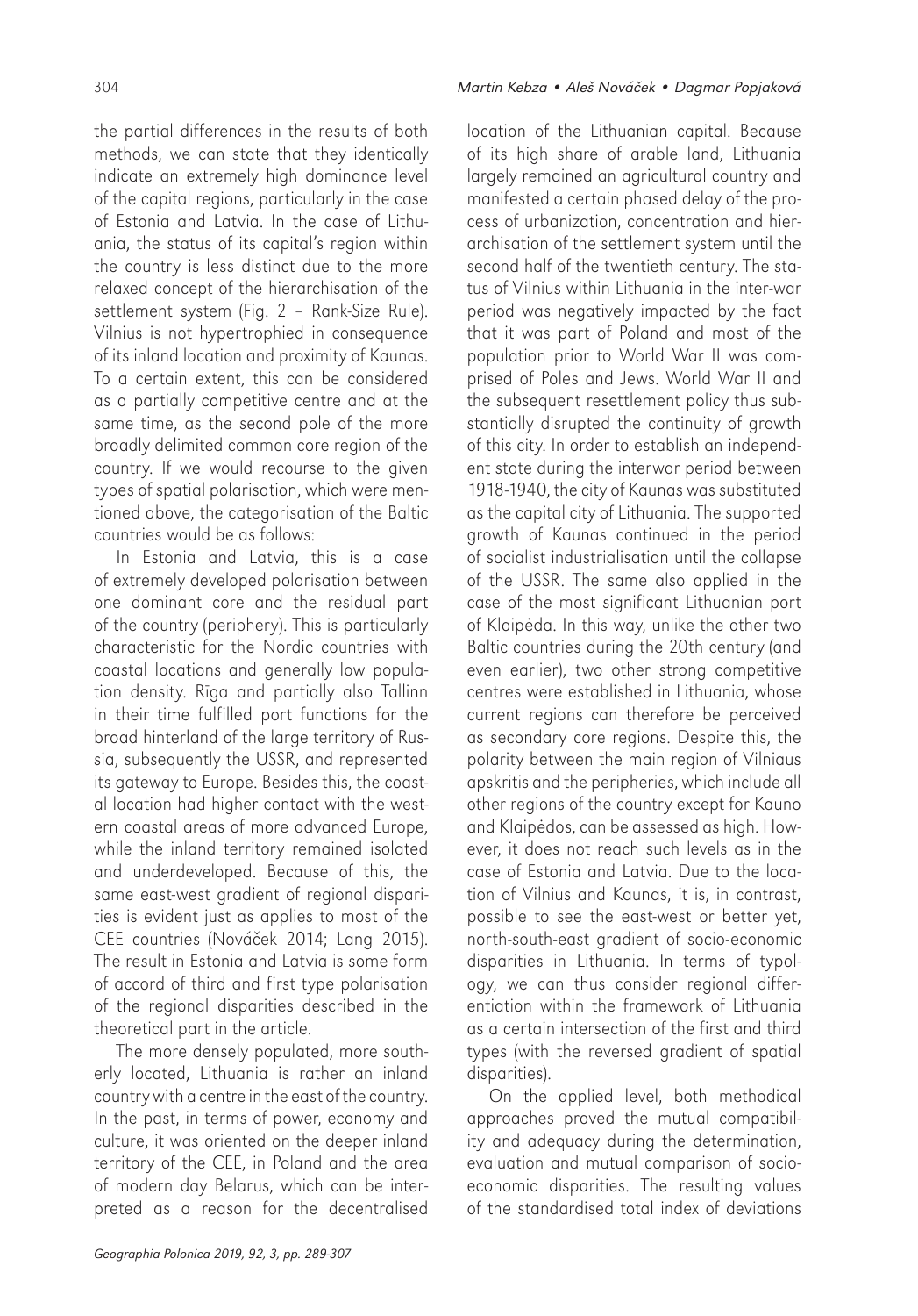the partial differences in the results of both methods, we can state that they identically indicate an extremely high dominance level of the capital regions, particularly in the case of Estonia and Latvia. In the case of Lithuania, the status of its capital's region within the country is less distinct due to the more relaxed concept of the hierarchisation of the settlement system (Fig. 2 – Rank-Size Rule). Vilnius is not hypertrophied in consequence of its inland location and proximity of Kaunas. To a certain extent, this can be considered as a partially competitive centre and at the same time, as the second pole of the more broadly delimited common core region of the country. If we would recourse to the given types of spatial polarisation, which were mentioned above, the categorisation of the Baltic countries would be as follows:

In Estonia and Latvia, this is a case of extremely developed polarisation between one dominant core and the residual part of the country (periphery). This is particularly characteristic for the Nordic countries with coastal locations and generally low population density. Rīga and partially also Tallinn in their time fulfilled port functions for the broad hinterland of the large territory of Russia, subsequently the USSR, and represented its gateway to Europe. Besides this, the coastal location had higher contact with the western coastal areas of more advanced Europe, while the inland territory remained isolated and underdeveloped. Because of this, the same east-west gradient of regional disparities is evident just as applies to most of the CEE countries (Nováček 2014; Lang 2015). The result in Estonia and Latvia is some form of accord of third and first type polarisation of the regional disparities described in the theoretical part in the article.

The more densely populated, more southerly located, Lithuania is rather an inland country with a centre in the east of the country. In the past, in terms of power, economy and culture, it was oriented on the deeper inland territory of the CEE, in Poland and the area of modern day Belarus, which can be interpreted as a reason for the decentralised location of the Lithuanian capital. Because of its high share of arable land, Lithuania largely remained an agricultural country and manifested a certain phased delay of the process of urbanization, concentration and hierarchisation of the settlement system until the second half of the twentieth century. The status of Vilnius within Lithuania in the inter-war period was negatively impacted by the fact that it was part of Poland and most of the population prior to World War II was comprised of Poles and Jews. World War II and the subsequent resettlement policy thus substantially disrupted the continuity of growth of this city. In order to establish an independent state during the interwar period between 1918-1940, the city of Kaunas was substituted as the capital city of Lithuania. The supported growth of Kaunas continued in the period of socialist industrialisation until the collapse of the USSR. The same also applied in the case of the most significant Lithuanian port of Klaipėda. In this way, unlike the other two Baltic countries during the 20th century (and even earlier), two other strong competitive centres were established in Lithuania, whose current regions can therefore be perceived as secondary core regions. Despite this, the polarity between the main region of Vilniaus apskritis and the peripheries, which include all other regions of the country except for Kauno and Klaipėdos, can be assessed as high. However, it does not reach such levels as in the case of Estonia and Latvia. Due to the location of Vilnius and Kaunas, it is, in contrast, possible to see the east-west or better yet, north-south-east gradient of socio-economic disparities in Lithuania. In terms of typology, we can thus consider regional differentiation within the framework of Lithuania as a certain intersection of the first and third types (with the reversed gradient of spatial disparities).

On the applied level, both methodical approaches proved the mutual compatibility and adequacy during the determination, evaluation and mutual comparison of socio-economic disparities. The resulting values of the standardised total index of deviations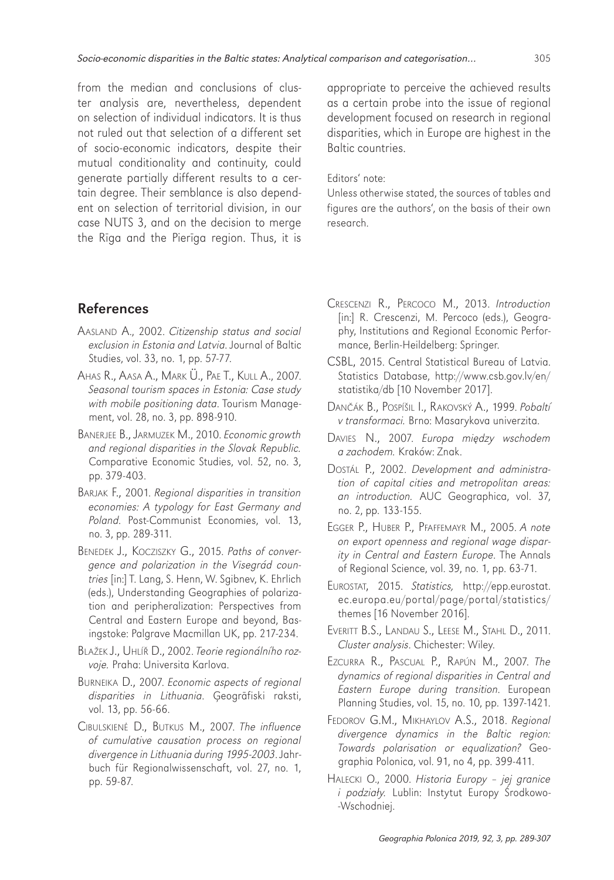from the median and conclusions of cluster analysis are, nevertheless, dependent on selection of individual indicators. It is thus not ruled out that selection of a different set of socio-economic indicators, despite their mutual conditionality and continuity, could generate partially different results to a certain degree. Their semblance is also dependent on selection of territorial division, in our case NUTS 3, and on the decision to merge the Rīga and the Pierīga region. Thus, it is appropriate to perceive the achieved results as a certain probe into the issue of regional development focused on research in regional disparities, which in Europe are highest in the Baltic countries.

Editors' note:
Unless otherwise stated, the sources of tables and figures are the authors', on the basis of their own research.

## References

Aasland A., 2002. *Citizenship status and social exclusion in Estonia and Latvia*. Journal of Baltic Studies, vol. 33, no. 1, pp. 57-77.

Ahas R., Aasa A., Mark Ü., Pae T., Kull A., 2007. *Seasonal tourism spaces in Estonia: Case study with mobile positioning data*. Tourism Management, vol. 28, no. 3, pp. 898-910.

Banerjee B., Jarmuzek M., 2010. *Economic growth and regional disparities in the Slovak Republic*. Comparative Economic Studies, vol. 52, no. 3, pp. 379-403.

Barjak F., 2001. *Regional disparities in transition economies: A typology for East Germany and Poland*. Post-Communist Economies, vol. 13, no. 3, pp. 289-311.

Benedek J., Kocziszky G., 2015. *Paths of convergence and polarization in the Visegrád countries* [in:] T. Lang, S. Henn, W. Sgibnev, K. Ehrlich (eds.), Understanding Geographies of polarization and peripheralization: Perspectives from Central and Eastern Europe and beyond, Basingstoke: Palgrave Macmillan UK, pp. 217-234.

Blažek J., Uhlíř D., 2002. *Teorie regionálního rozvoje*. Praha: Universita Karlova.

Burneika D., 2007. *Economic aspects of regional disparities in Lithuania*. Ģeogrāfiski raksti, vol. 13, pp. 56-66.

Cibulskienė D., Butkus M., 2007. *The influence of cumulative causation process on regional divergence in Lithuania during 1995-2003*. Jahrbuch für Regionalwissenschaft, vol. 27, no. 1, pp. 59-87.

Crescenzi R., Percoco M., 2013. *Introduction* [in:] R. Crescenzi, M. Percoco (eds.), Geography, Institutions and Regional Economic Performance, Berlin-Heildelberg: Springer.

CSBL, 2015. Central Statistical Bureau of Latvia. Statistics Database, http://www.csb.gov.lv/en/statistika/db [10 November 2017].

Dančák B., Pospíšil I., Rakovský A., 1999. *Pobaltí v transformaci*. Brno: Masarykova univerzita.

Davies N., 2007. *Europa między wschodem a zachodem*. Kraków: Znak.

Dostál P., 2002. *Development and administration of capital cities and metropolitan areas: an introduction*. AUC Geographica, vol. 37, no. 2, pp. 133-155.

Egger P., Huber P., Pfaffemayr M., 2005. *A note on export openness and regional wage disparity in Central and Eastern Europe*. The Annals of Regional Science, vol. 39, no. 1, pp. 63-71.

Eurostat, 2015. *Statistics,* http://epp.eurostat.ec.europa.eu/portal/page/portal/statistics/themes [16 November 2016].

Everitt B.S., Landau S., Leese M., Stahl D., 2011. *Cluster analysis*. Chichester: Wiley.

Ezcurra R., Pascual P., Rapún M., 2007. *The dynamics of regional disparities in Central and Eastern Europe during transition*. European Planning Studies, vol. 15, no. 10, pp. 1397-1421.

Fedorov G.M., Mikhaylov A.S., 2018. *Regional divergence dynamics in the Baltic region: Towards polarisation or equalization?* Geographia Polonica, vol. 91, no 4, pp. 399-411.

Halecki O., 2000. *Historia Europy – jej granice i podziały*. Lublin: Instytut Europy Środkowo-Wschodniej.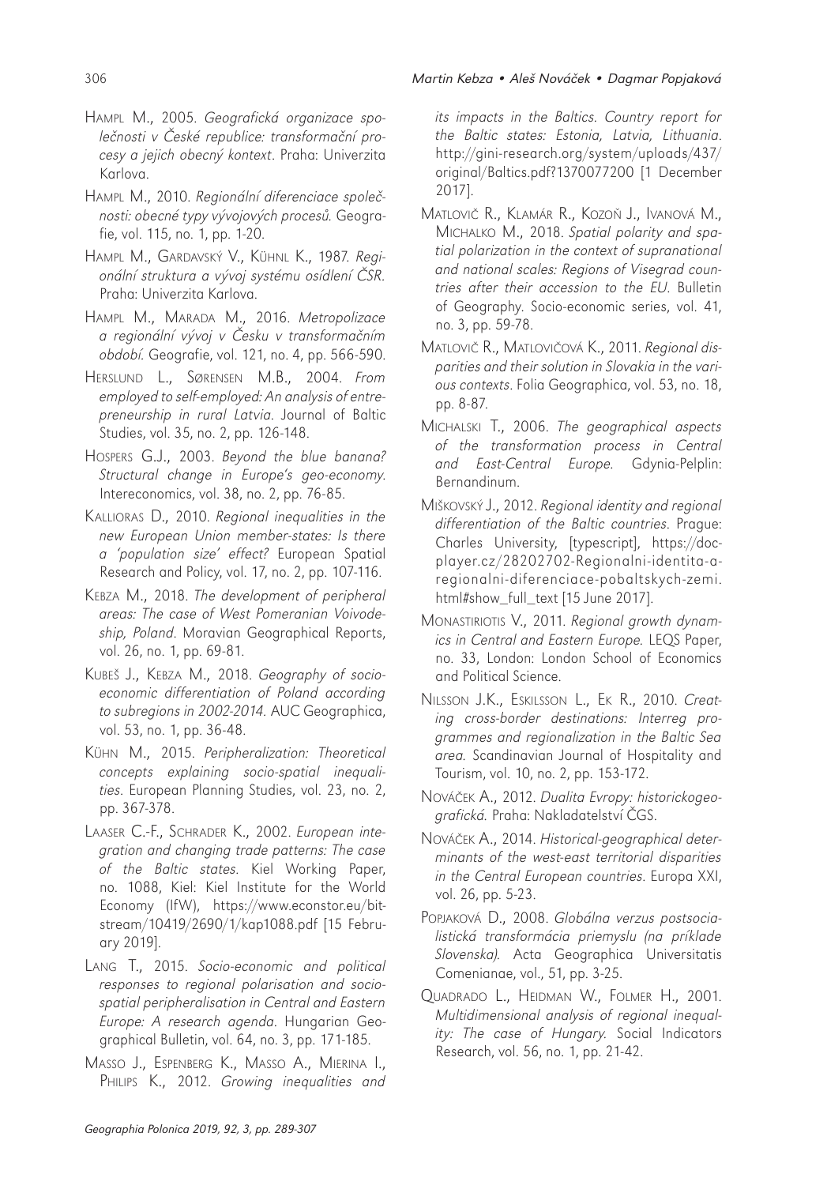Hampl M., 2005. *Geografická organizace společnosti v České republice: transformační procesy a jejich obecný kontext*. Praha: Univerzita Karlova.

Hampl M., 2010. *Regionální diferenciace společnosti: obecné typy vývojových procesů*. Geografie, vol. 115, no. 1, pp. 1-20.

Hampl M., Gardavský V., Kühnl K., 1987. *Regionální struktura a vývoj systému osídlení ČSR*. Praha: Univerzita Karlova.

Hampl M., Marada M., 2016. *Metropolizace a regionální vývoj v Česku v transformačním období*. Geografie, vol. 121, no. 4, pp. 566-590.

Herslund L., Sørensen M.B., 2004. *From employed to self-employed: An analysis of entrepreneurship in rural Latvia*. Journal of Baltic Studies, vol. 35, no. 2, pp. 126-148.

Hospers G.J., 2003. *Beyond the blue banana? Structural change in Europe's geo-economy*. Intereconomics, vol. 38, no. 2, pp. 76-85.

Kallioras D., 2010. *Regional inequalities in the new European Union member-states: Is there a 'population size' effect?* European Spatial Research and Policy, vol. 17, no. 2, pp. 107-116.

Kebza M., 2018. *The development of peripheral areas: The case of West Pomeranian Voivodeship, Poland*. Moravian Geographical Reports, vol. 26, no. 1, pp. 69-81.

Kubeš J., Kebza M., 2018. *Geography of socio-economic differentiation of Poland according to subregions in 2002-2014*. AUC Geographica, vol. 53, no. 1, pp. 36-48.

Kühn M., 2015. *Peripheralization: Theoretical concepts explaining socio-spatial inequalities*. European Planning Studies, vol. 23, no. 2, pp. 367-378.

Laaser C.-F., Schrader K., 2002. *European integration and changing trade patterns: The case of the Baltic states*. Kiel Working Paper, no. 1088, Kiel: Kiel Institute for the World Economy (IfW), https://www.econstor.eu/bitstream/10419/2690/1/kap1088.pdf [15 February 2019].

Lang T., 2015. *Socio-economic and political responses to regional polarisation and socio-spatial peripheralisation in Central and Eastern Europe: A research agenda*. Hungarian Geographical Bulletin, vol. 64, no. 3, pp. 171-185.

Masso J., Espenberg K., Masso A., Mierina I., Philips K., 2012. *Growing inequalities and its impacts in the Baltics. Country report for the Baltic states: Estonia, Latvia, Lithuania*. http://gini-research.org/system/uploads/437/original/Baltics.pdf?1370077200 [1 December 2017].

Matlovič R., Klamár R., Kozoň J., Ivanová M., Michalko M., 2018. *Spatial polarity and spatial polarization in the context of supranational and national scales: Regions of Visegrad countries after their accession to the EU*. Bulletin of Geography. Socio-economic series, vol. 41, no. 3, pp. 59-78.

Matlovič R., Matlovičová K., 2011. *Regional disparities and their solution in Slovakia in the various contexts*. Folia Geographica, vol. 53, no. 18, pp. 8-87.

Michalski T., 2006. *The geographical aspects of the transformation process in Central and East-Central Europe*. Gdynia-Pelplin: Bernandinum.

Miškovský J., 2012. *Regional identity and regional differentiation of the Baltic countries*. Prague: Charles University, [typescript], https://docplayer.cz/28202702-Regionalni-identita-a-regionalni-diferenciace-pobaltskych-zemi.html#show_full_text [15 June 2017].

Monastiriotis V., 2011. *Regional growth dynamics in Central and Eastern Europe*. LEQS Paper, no. 33, London: London School of Economics and Political Science.

Nilsson J.K., Eskilsson L., Ek R., 2010. *Creating cross-border destinations: Interreg programmes and regionalization in the Baltic Sea area*. Scandinavian Journal of Hospitality and Tourism, vol. 10, no. 2, pp. 153-172.

Nováček A., 2012. *Dualita Evropy: historickogeografická*. Praha: Nakladatelství ČGS.

Nováček A., 2014. *Historical-geographical determinants of the west-east territorial disparities in the Central European countries*. Europa XXI, vol. 26, pp. 5-23.

Popjaková D., 2008. *Globálna verzus postsocialistická transformácia priemyslu (na príklade Slovenska)*. Acta Geographica Universitatis Comenianae, vol., 51, pp. 3-25.

Quadrado L., Heidman W., Folmer H., 2001. *Multidimensional analysis of regional inequality: The case of Hungary*. Social Indicators Research, vol. 56, no. 1, pp. 21-42.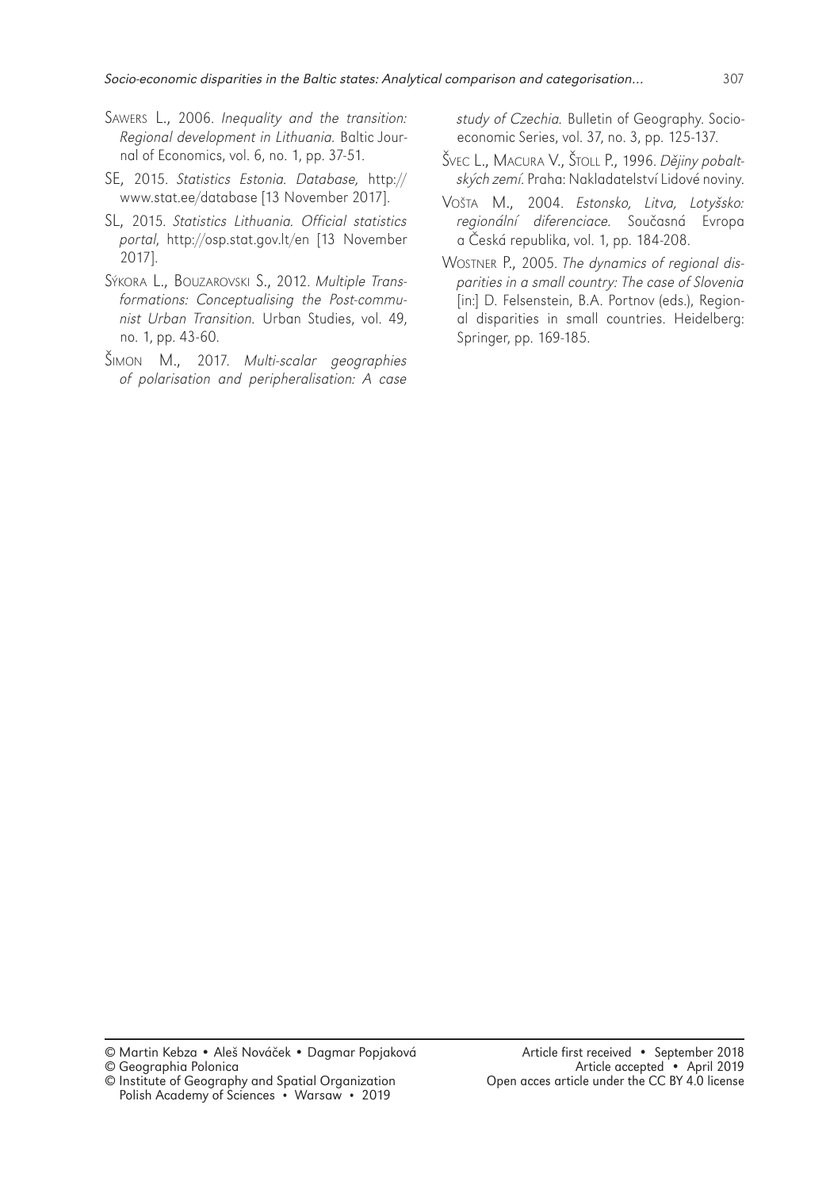Sawers L., 2006. *Inequality and the transition: Regional development in Lithuania.* Baltic Journal of Economics, vol. 6, no. 1, pp. 37-51.

SE, 2015. *Statistics Estonia. Database,* http://www.stat.ee/database [13 November 2017].

SL, 2015. *Statistics Lithuania. Official statistics portal*, http://osp.stat.gov.lt/en [13 November 2017].

Sýkora L., Bouzarovski S., 2012. *Multiple Transformations: Conceptualising the Post-communist Urban Transition.* Urban Studies, vol. 49, no. 1, pp. 43-60.

Šimon M., 2017. *Multi-scalar geographies of polarisation and peripheralisation: A case study of Czechia.* Bulletin of Geography. Socio-economic Series, vol. 37, no. 3, pp. 125-137.

Švec L., Macura V., Štoll P., 1996. *Dějiny pobaltských zemí.* Praha: Nakladatelství Lidové noviny.

Vošta M., 2004. *Estonsko, Litva, Lotyšsko: regionální diferenciace.* Současná Evropa a Česká republika, vol. 1, pp. 184-208.

Wostner P., 2005. *The dynamics of regional disparities in a small country: The case of Slovenia* [in:] D. Felsenstein, B.A. Portnov (eds.), Regional disparities in small countries. Heidelberg: Springer, pp. 169-185.

© Martin Kebza • Aleš Nováček • Dagmar Popjaková
© Geographia Polonica
© Institute of Geography and Spatial Organization Polish Academy of Sciences • Warsaw • 2019

Article first received • September 2018
Article accepted • April 2019
Open acces article under the CC BY 4.0 license